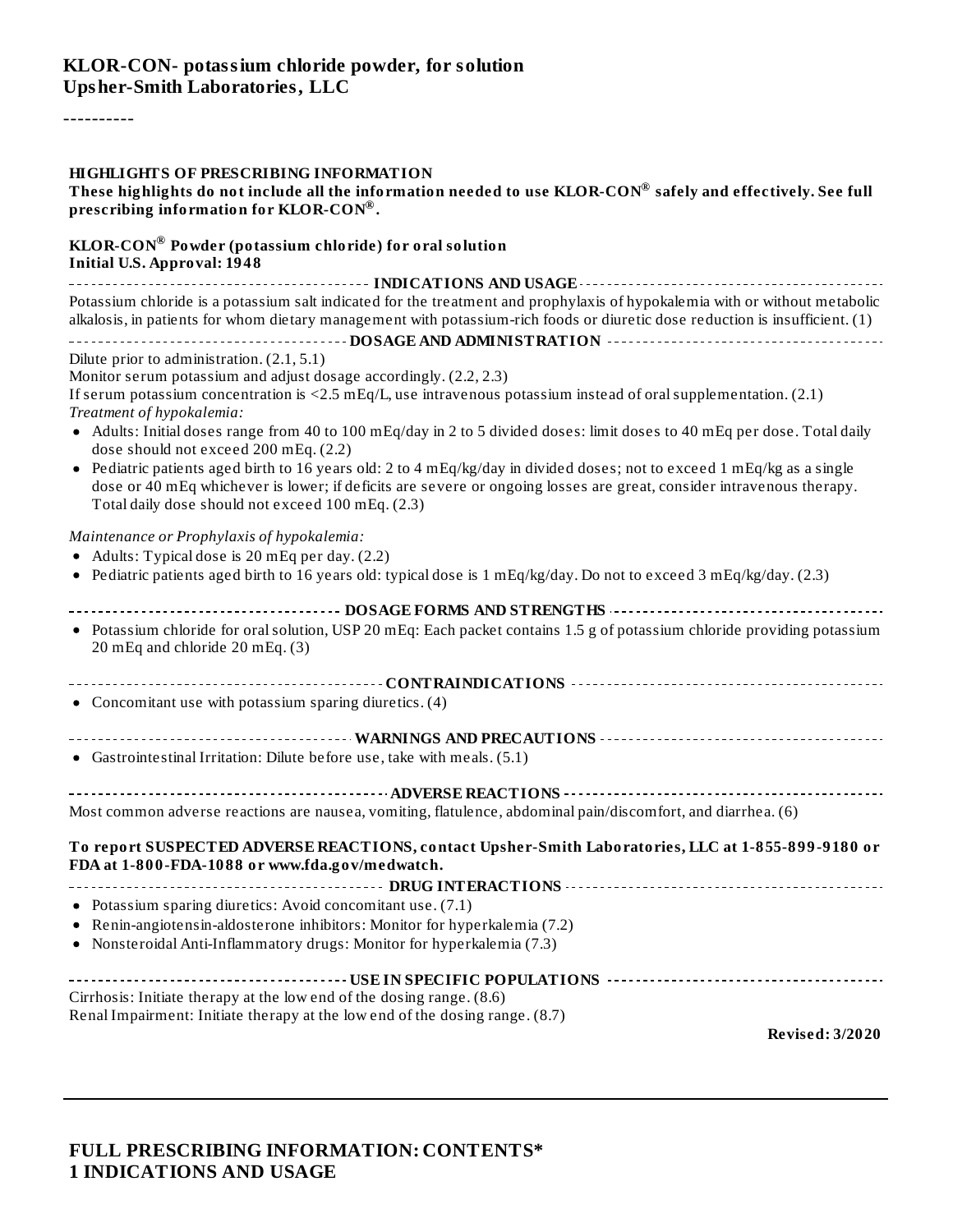**KLOR-CON- potassium chloride powder, for solution**
**Upsher-Smith Laboratories, LLC**

----------

#### HIGHLIGHTS OF PRESCRIBING INFORMATION

**These highlights do not include all the information needed to use KLOR-CON® safely and effectively. See full prescribing information for KLOR-CON®.**

**KLOR-CON® Powder (potassium chloride) for oral solution**
**Initial U.S. Approval: 1948**

**INDICATIONS AND USAGE**

Potassium chloride is a potassium salt indicated for the treatment and prophylaxis of hypokalemia with or without metabolic alkalosis, in patients for whom dietary management with potassium-rich foods or diuretic dose reduction is insufficient. (1)

**DOSAGE AND ADMINISTRATION**

Dilute prior to administration. (2.1, 5.1)
Monitor serum potassium and adjust dosage accordingly. (2.2, 2.3)
If serum potassium concentration is <2.5 mEq/L, use intravenous potassium instead of oral supplementation. (2.1)
*Treatment of hypokalemia:*

- Adults: Initial doses range from 40 to 100 mEq/day in 2 to 5 divided doses: limit doses to 40 mEq per dose. Total daily dose should not exceed 200 mEq. (2.2)
- Pediatric patients aged birth to 16 years old: 2 to 4 mEq/kg/day in divided doses; not to exceed 1 mEq/kg as a single dose or 40 mEq whichever is lower; if deficits are severe or ongoing losses are great, consider intravenous therapy. Total daily dose should not exceed 100 mEq. (2.3)

*Maintenance or Prophylaxis of hypokalemia:*

- Adults: Typical dose is 20 mEq per day. (2.2)
- Pediatric patients aged birth to 16 years old: typical dose is 1 mEq/kg/day. Do not to exceed 3 mEq/kg/day. (2.3)

**DOSAGE FORMS AND STRENGTHS**

- Potassium chloride for oral solution, USP 20 mEq: Each packet contains 1.5 g of potassium chloride providing potassium 20 mEq and chloride 20 mEq. (3)

**CONTRAINDICATIONS**

- Concomitant use with potassium sparing diuretics. (4)

**WARNINGS AND PRECAUTIONS**

- Gastrointestinal Irritation: Dilute before use, take with meals. (5.1)

**ADVERSE REACTIONS**

Most common adverse reactions are nausea, vomiting, flatulence, abdominal pain/discomfort, and diarrhea. (6)

**To report SUSPECTED ADVERSE REACTIONS, contact Upsher-Smith Laboratories, LLC at 1-855-899-9180 or FDA at 1-800-FDA-1088 or www.fda.gov/medwatch.**

**DRUG INTERACTIONS**

- Potassium sparing diuretics: Avoid concomitant use. (7.1)
- Renin-angiotensin-aldosterone inhibitors: Monitor for hyperkalemia (7.2)
- Nonsteroidal Anti-Inflammatory drugs: Monitor for hyperkalemia (7.3)

**USE IN SPECIFIC POPULATIONS**

Cirrhosis: Initiate therapy at the low end of the dosing range. (8.6)
Renal Impairment: Initiate therapy at the low end of the dosing range. (8.7)

**Revised: 3/2020**

## FULL PRESCRIBING INFORMATION: CONTENTS*

## 1 INDICATIONS AND USAGE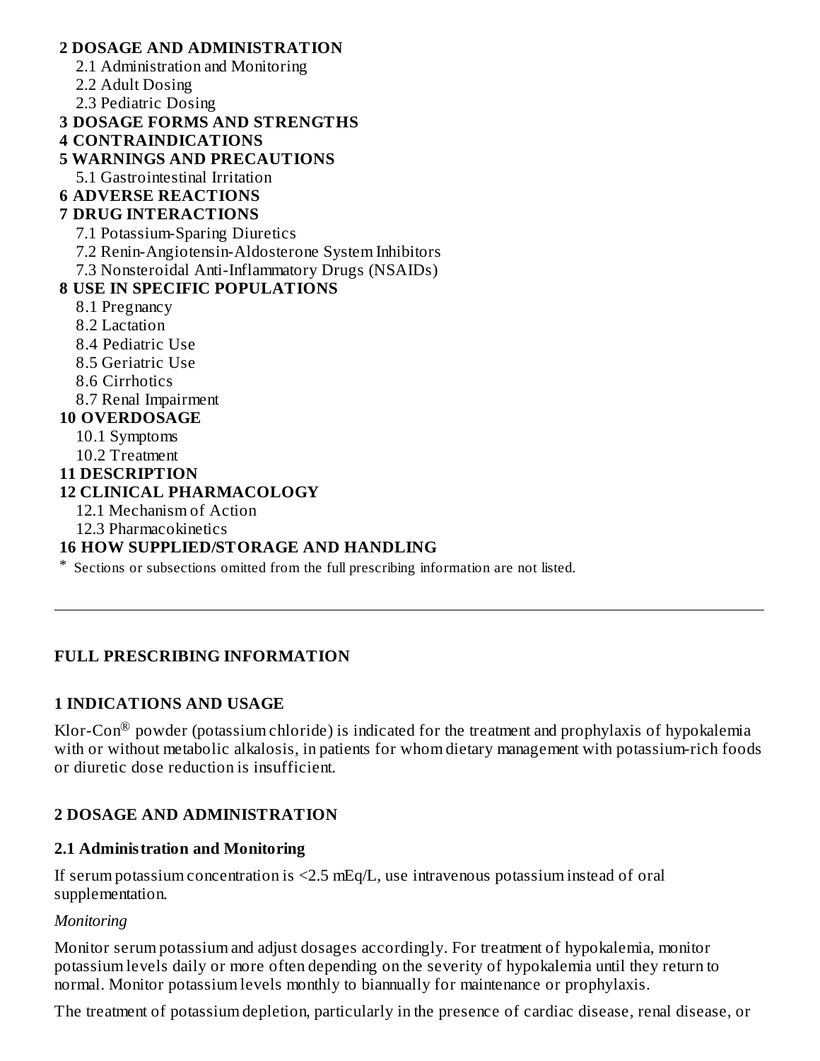**2 DOSAGE AND ADMINISTRATION**

- 2.1 Administration and Monitoring
- 2.2 Adult Dosing
- 2.3 Pediatric Dosing

**3 DOSAGE FORMS AND STRENGTHS**

**4 CONTRAINDICATIONS**

**5 WARNINGS AND PRECAUTIONS**

- 5.1 Gastrointestinal Irritation

**6 ADVERSE REACTIONS**

**7 DRUG INTERACTIONS**

- 7.1 Potassium-Sparing Diuretics
- 7.2 Renin-Angiotensin-Aldosterone System Inhibitors
- 7.3 Nonsteroidal Anti-Inflammatory Drugs (NSAIDs)

**8 USE IN SPECIFIC POPULATIONS**

- 8.1 Pregnancy
- 8.2 Lactation
- 8.4 Pediatric Use
- 8.5 Geriatric Use
- 8.6 Cirrhotics
- 8.7 Renal Impairment

**10 OVERDOSAGE**

- 10.1 Symptoms
- 10.2 Treatment

**11 DESCRIPTION**

**12 CLINICAL PHARMACOLOGY**

- 12.1 Mechanism of Action
- 12.3 Pharmacokinetics

**16 HOW SUPPLIED/STORAGE AND HANDLING**

* Sections or subsections omitted from the full prescribing information are not listed.

---

## FULL PRESCRIBING INFORMATION

## 1 INDICATIONS AND USAGE

Klor-Con® powder (potassium chloride) is indicated for the treatment and prophylaxis of hypokalemia with or without metabolic alkalosis, in patients for whom dietary management with potassium-rich foods or diuretic dose reduction is insufficient.

## 2 DOSAGE AND ADMINISTRATION

### 2.1 Administration and Monitoring

If serum potassium concentration is <2.5 mEq/L, use intravenous potassium instead of oral supplementation.

*Monitoring*

Monitor serum potassium and adjust dosages accordingly. For treatment of hypokalemia, monitor potassium levels daily or more often depending on the severity of hypokalemia until they return to normal. Monitor potassium levels monthly to biannually for maintenance or prophylaxis.

The treatment of potassium depletion, particularly in the presence of cardiac disease, renal disease, or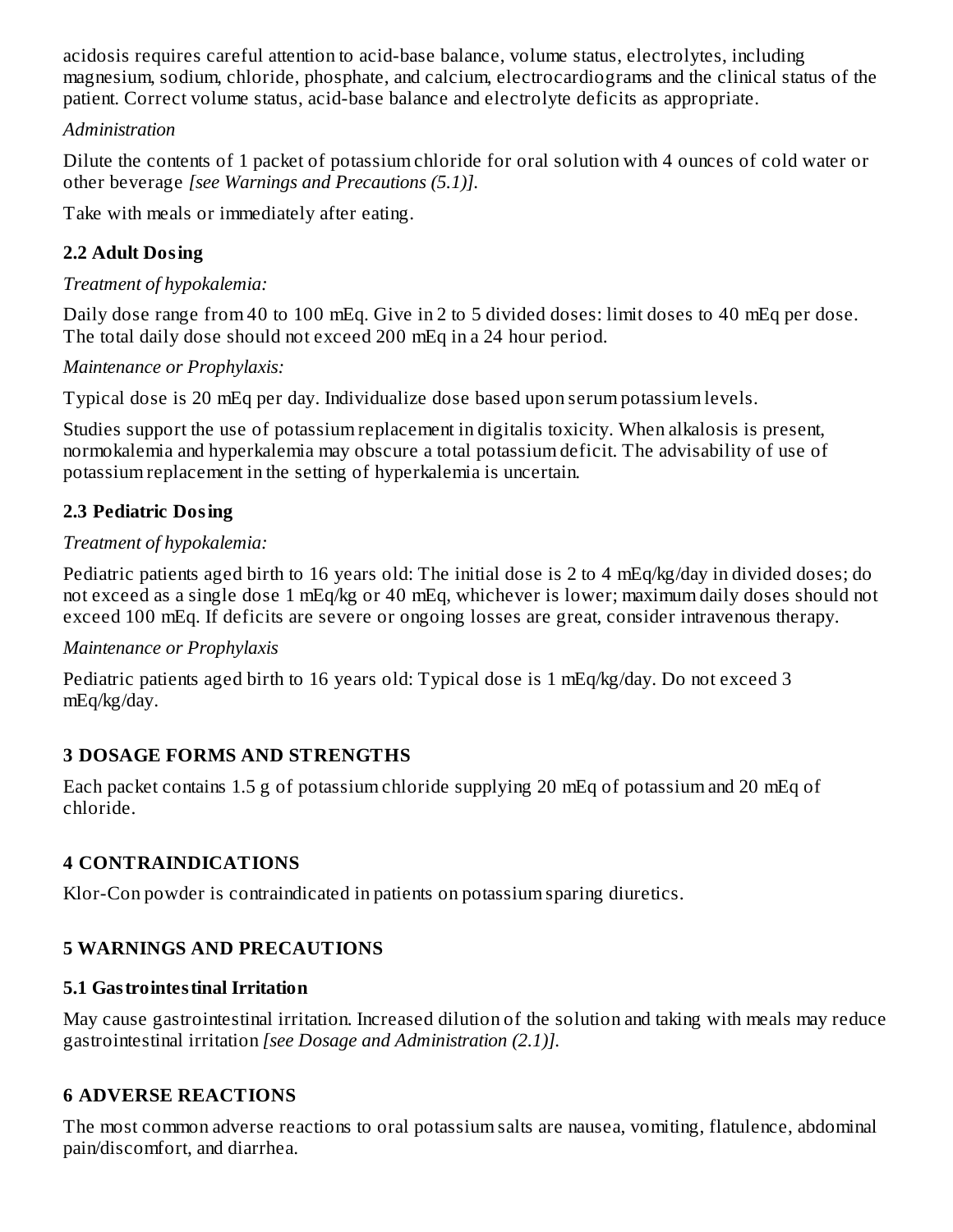acidosis requires careful attention to acid-base balance, volume status, electrolytes, including magnesium, sodium, chloride, phosphate, and calcium, electrocardiograms and the clinical status of the patient. Correct volume status, acid-base balance and electrolyte deficits as appropriate.

*Administration*

Dilute the contents of 1 packet of potassium chloride for oral solution with 4 ounces of cold water or other beverage *[see Warnings and Precautions (5.1)].*

Take with meals or immediately after eating.

### 2.2 Adult Dosing

*Treatment of hypokalemia:*

Daily dose range from 40 to 100 mEq. Give in 2 to 5 divided doses: limit doses to 40 mEq per dose. The total daily dose should not exceed 200 mEq in a 24 hour period.

*Maintenance or Prophylaxis:*

Typical dose is 20 mEq per day. Individualize dose based upon serum potassium levels.

Studies support the use of potassium replacement in digitalis toxicity. When alkalosis is present, normokalemia and hyperkalemia may obscure a total potassium deficit. The advisability of use of potassium replacement in the setting of hyperkalemia is uncertain.

### 2.3 Pediatric Dosing

*Treatment of hypokalemia:*

Pediatric patients aged birth to 16 years old: The initial dose is 2 to 4 mEq/kg/day in divided doses; do not exceed as a single dose 1 mEq/kg or 40 mEq, whichever is lower; maximum daily doses should not exceed 100 mEq. If deficits are severe or ongoing losses are great, consider intravenous therapy.

*Maintenance or Prophylaxis*

Pediatric patients aged birth to 16 years old: Typical dose is 1 mEq/kg/day. Do not exceed 3 mEq/kg/day.

## 3 DOSAGE FORMS AND STRENGTHS

Each packet contains 1.5 g of potassium chloride supplying 20 mEq of potassium and 20 mEq of chloride.

## 4 CONTRAINDICATIONS

Klor-Con powder is contraindicated in patients on potassium sparing diuretics.

## 5 WARNINGS AND PRECAUTIONS

### 5.1 Gastrointestinal Irritation

May cause gastrointestinal irritation. Increased dilution of the solution and taking with meals may reduce gastrointestinal irritation *[see Dosage and Administration (2.1)].*

## 6 ADVERSE REACTIONS

The most common adverse reactions to oral potassium salts are nausea, vomiting, flatulence, abdominal pain/discomfort, and diarrhea.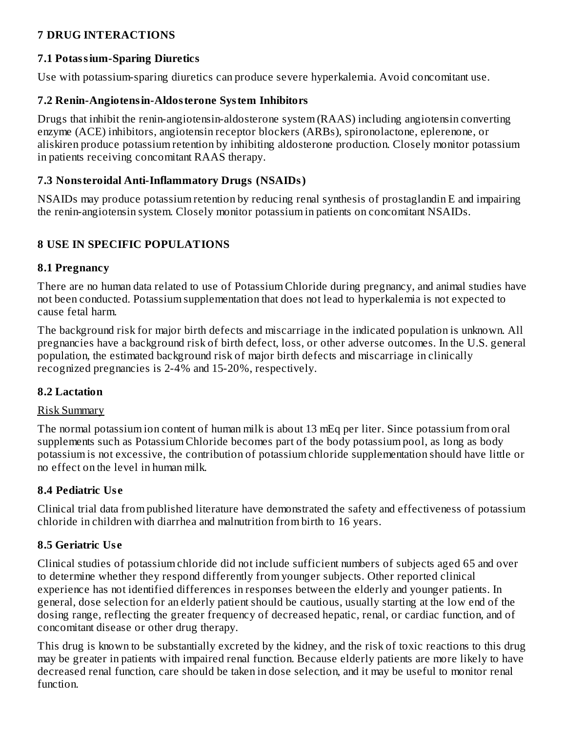## 7 DRUG INTERACTIONS

### 7.1 Potassium-Sparing Diuretics

Use with potassium-sparing diuretics can produce severe hyperkalemia. Avoid concomitant use.

### 7.2 Renin-Angiotensin-Aldosterone System Inhibitors

Drugs that inhibit the renin-angiotensin-aldosterone system (RAAS) including angiotensin converting enzyme (ACE) inhibitors, angiotensin receptor blockers (ARBs), spironolactone, eplerenone, or aliskiren produce potassium retention by inhibiting aldosterone production. Closely monitor potassium in patients receiving concomitant RAAS therapy.

### 7.3 Nonsteroidal Anti-Inflammatory Drugs (NSAIDs)

NSAIDs may produce potassium retention by reducing renal synthesis of prostaglandin E and impairing the renin-angiotensin system. Closely monitor potassium in patients on concomitant NSAIDs.

## 8 USE IN SPECIFIC POPULATIONS

### 8.1 Pregnancy

There are no human data related to use of Potassium Chloride during pregnancy, and animal studies have not been conducted. Potassium supplementation that does not lead to hyperkalemia is not expected to cause fetal harm.

The background risk for major birth defects and miscarriage in the indicated population is unknown. All pregnancies have a background risk of birth defect, loss, or other adverse outcomes. In the U.S. general population, the estimated background risk of major birth defects and miscarriage in clinically recognized pregnancies is 2-4% and 15-20%, respectively.

### 8.2 Lactation

Risk Summary

The normal potassium ion content of human milk is about 13 mEq per liter. Since potassium from oral supplements such as Potassium Chloride becomes part of the body potassium pool, as long as body potassium is not excessive, the contribution of potassium chloride supplementation should have little or no effect on the level in human milk.

### 8.4 Pediatric Use

Clinical trial data from published literature have demonstrated the safety and effectiveness of potassium chloride in children with diarrhea and malnutrition from birth to 16 years.

### 8.5 Geriatric Use

Clinical studies of potassium chloride did not include sufficient numbers of subjects aged 65 and over to determine whether they respond differently from younger subjects. Other reported clinical experience has not identified differences in responses between the elderly and younger patients. In general, dose selection for an elderly patient should be cautious, usually starting at the low end of the dosing range, reflecting the greater frequency of decreased hepatic, renal, or cardiac function, and of concomitant disease or other drug therapy.

This drug is known to be substantially excreted by the kidney, and the risk of toxic reactions to this drug may be greater in patients with impaired renal function. Because elderly patients are more likely to have decreased renal function, care should be taken in dose selection, and it may be useful to monitor renal function.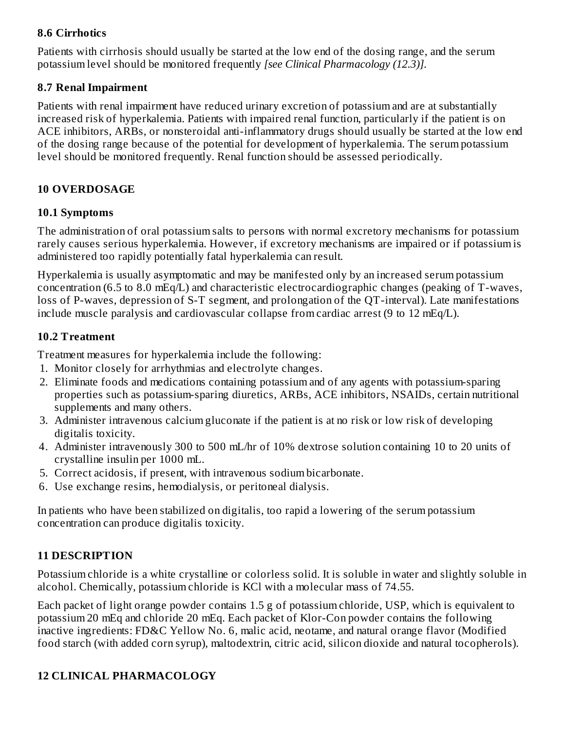### 8.6 Cirrhotics

Patients with cirrhosis should usually be started at the low end of the dosing range, and the serum potassium level should be monitored frequently *[see Clinical Pharmacology (12.3)]*.

### 8.7 Renal Impairment

Patients with renal impairment have reduced urinary excretion of potassium and are at substantially increased risk of hyperkalemia. Patients with impaired renal function, particularly if the patient is on ACE inhibitors, ARBs, or nonsteroidal anti-inflammatory drugs should usually be started at the low end of the dosing range because of the potential for development of hyperkalemia. The serum potassium level should be monitored frequently. Renal function should be assessed periodically.

## 10 OVERDOSAGE

### 10.1 Symptoms

The administration of oral potassium salts to persons with normal excretory mechanisms for potassium rarely causes serious hyperkalemia. However, if excretory mechanisms are impaired or if potassium is administered too rapidly potentially fatal hyperkalemia can result.

Hyperkalemia is usually asymptomatic and may be manifested only by an increased serum potassium concentration (6.5 to 8.0 mEq/L) and characteristic electrocardiographic changes (peaking of T-waves, loss of P-waves, depression of S-T segment, and prolongation of the QT-interval). Late manifestations include muscle paralysis and cardiovascular collapse from cardiac arrest (9 to 12 mEq/L).

### 10.2 Treatment

Treatment measures for hyperkalemia include the following:

1. Monitor closely for arrhythmias and electrolyte changes.
2. Eliminate foods and medications containing potassium and of any agents with potassium-sparing properties such as potassium-sparing diuretics, ARBs, ACE inhibitors, NSAIDs, certain nutritional supplements and many others.
3. Administer intravenous calcium gluconate if the patient is at no risk or low risk of developing digitalis toxicity.
4. Administer intravenously 300 to 500 mL/hr of 10% dextrose solution containing 10 to 20 units of crystalline insulin per 1000 mL.
5. Correct acidosis, if present, with intravenous sodium bicarbonate.
6. Use exchange resins, hemodialysis, or peritoneal dialysis.

In patients who have been stabilized on digitalis, too rapid a lowering of the serum potassium concentration can produce digitalis toxicity.

## 11 DESCRIPTION

Potassium chloride is a white crystalline or colorless solid. It is soluble in water and slightly soluble in alcohol. Chemically, potassium chloride is KCl with a molecular mass of 74.55.

Each packet of light orange powder contains 1.5 g of potassium chloride, USP, which is equivalent to potassium 20 mEq and chloride 20 mEq. Each packet of Klor-Con powder contains the following inactive ingredients: FD&C Yellow No. 6, malic acid, neotame, and natural orange flavor (Modified food starch (with added corn syrup), maltodextrin, citric acid, silicon dioxide and natural tocopherols).

## 12 CLINICAL PHARMACOLOGY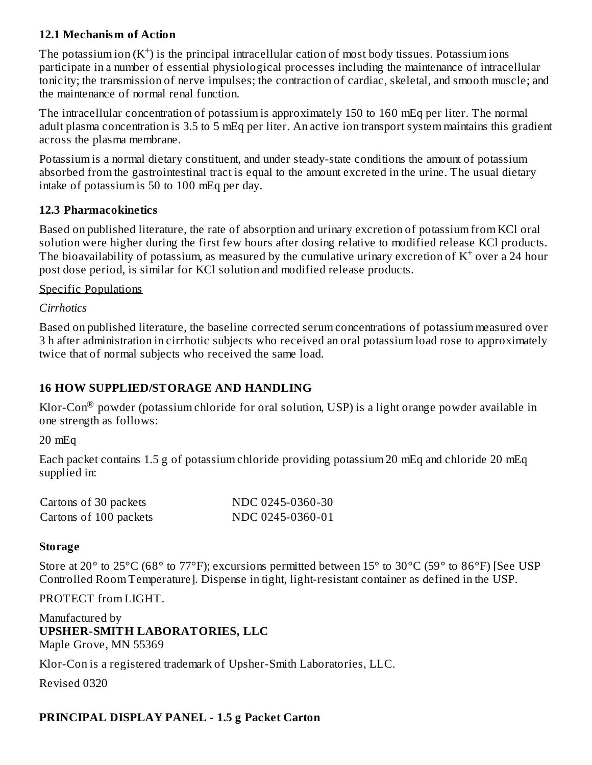### 12.1 Mechanism of Action

The potassium ion ($K^+$) is the principal intracellular cation of most body tissues. Potassium ions participate in a number of essential physiological processes including the maintenance of intracellular tonicity; the transmission of nerve impulses; the contraction of cardiac, skeletal, and smooth muscle; and the maintenance of normal renal function.

The intracellular concentration of potassium is approximately 150 to 160 mEq per liter. The normal adult plasma concentration is 3.5 to 5 mEq per liter. An active ion transport system maintains this gradient across the plasma membrane.

Potassium is a normal dietary constituent, and under steady-state conditions the amount of potassium absorbed from the gastrointestinal tract is equal to the amount excreted in the urine. The usual dietary intake of potassium is 50 to 100 mEq per day.

### 12.3 Pharmacokinetics

Based on published literature, the rate of absorption and urinary excretion of potassium from KCl oral solution were higher during the first few hours after dosing relative to modified release KCl products. The bioavailability of potassium, as measured by the cumulative urinary excretion of $K^+$ over a 24 hour post dose period, is similar for KCl solution and modified release products.

Specific Populations

*Cirrhotics*

Based on published literature, the baseline corrected serum concentrations of potassium measured over 3 h after administration in cirrhotic subjects who received an oral potassium load rose to approximately twice that of normal subjects who received the same load.

## 16 HOW SUPPLIED/STORAGE AND HANDLING

Klor-Con® powder (potassium chloride for oral solution, USP) is a light orange powder available in one strength as follows:

20 mEq

Each packet contains 1.5 g of potassium chloride providing potassium 20 mEq and chloride 20 mEq supplied in:

| | |
|---|---|
| Cartons of 30 packets | NDC 0245-0360-30 |
| Cartons of 100 packets | NDC 0245-0360-01 |

**Storage**

Store at 20° to 25°C (68° to 77°F); excursions permitted between 15° to 30°C (59° to 86°F) [See USP Controlled Room Temperature]. Dispense in tight, light-resistant container as defined in the USP.

PROTECT from LIGHT.

Manufactured by
**UPSHER-SMITH LABORATORIES, LLC**
Maple Grove, MN 55369

Klor-Con is a registered trademark of Upsher-Smith Laboratories, LLC.

Revised 0320

## PRINCIPAL DISPLAY PANEL - 1.5 g Packet Carton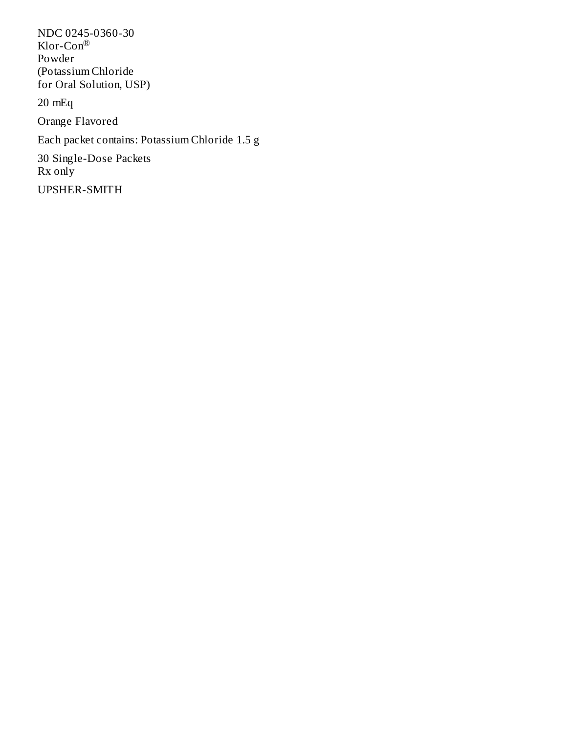NDC 0245-0360-30
Klor-Con®
Powder
(Potassium Chloride
for Oral Solution, USP)

20 mEq

Orange Flavored

Each packet contains: Potassium Chloride 1.5 g

30 Single-Dose Packets
Rx only

UPSHER-SMITH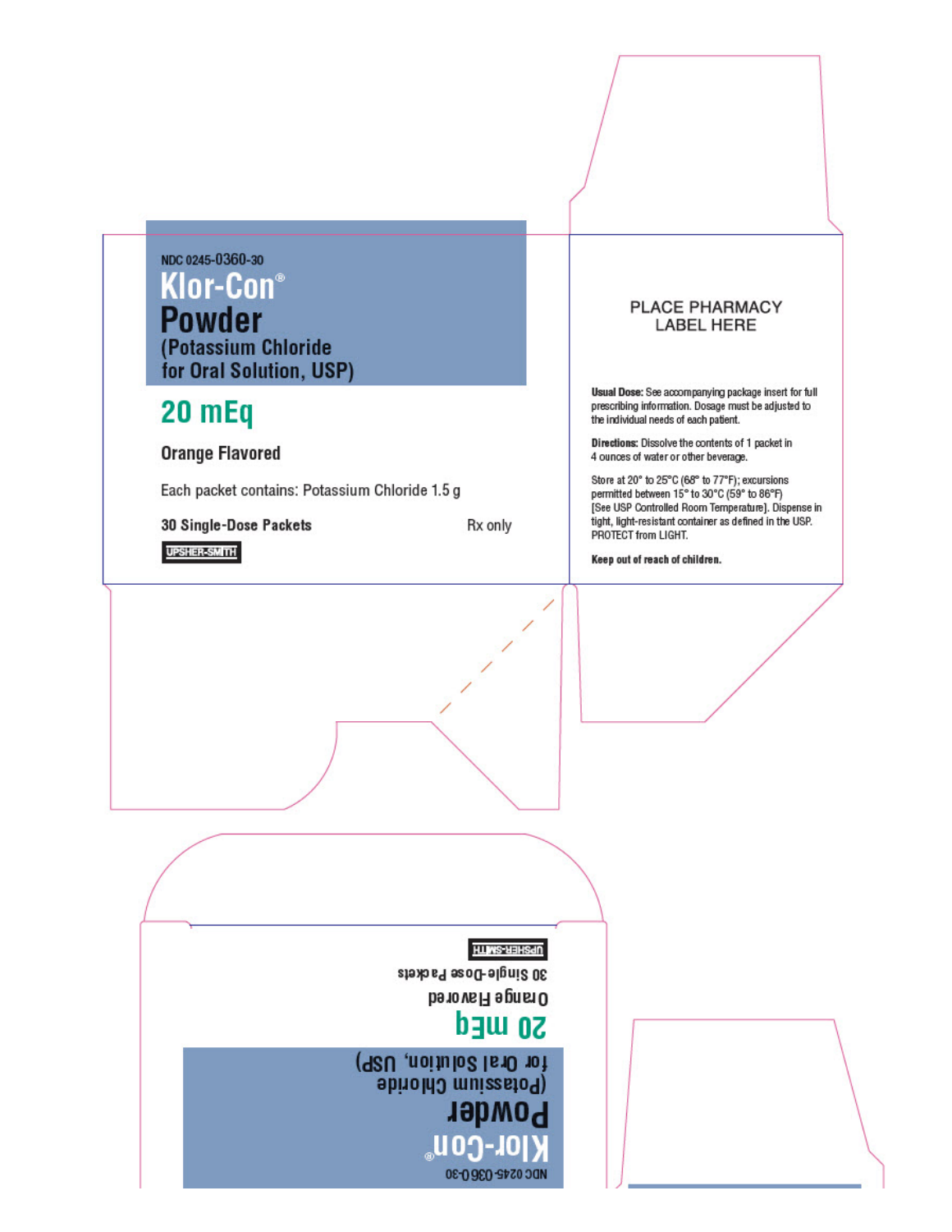NDC 0245-0360-30

# Klor-Con®

# Powder

**(Potassium Chloride for Oral Solution, USP)**

## 20 mEq

**Orange Flavored**

Each packet contains: Potassium Chloride 1.5 g

**30 Single-Dose Packets**

Rx only

UPSHER-SMITH

PLACE PHARMACY LABEL HERE

**Usual Dose:** See accompanying package insert for full prescribing information. Dosage must be adjusted to the individual needs of each patient.

**Directions:** Dissolve the contents of 1 packet in 4 ounces of water or other beverage.

Store at 20° to 25°C (68° to 77°F); excursions permitted between 15° to 30°C (59° to 86°F) [See USP Controlled Room Temperature]. Dispense in tight, light-resistant container as defined in the USP. PROTECT from LIGHT.

**Keep out of reach of children.**

NDC 0245-0360-30

**Klor-Con®**

**Powder**

(Potassium Chloride for Oral Solution, USP)

**20 mEq**

Orange Flavored

30 Single-Dose Packets

UPSHER-SMITH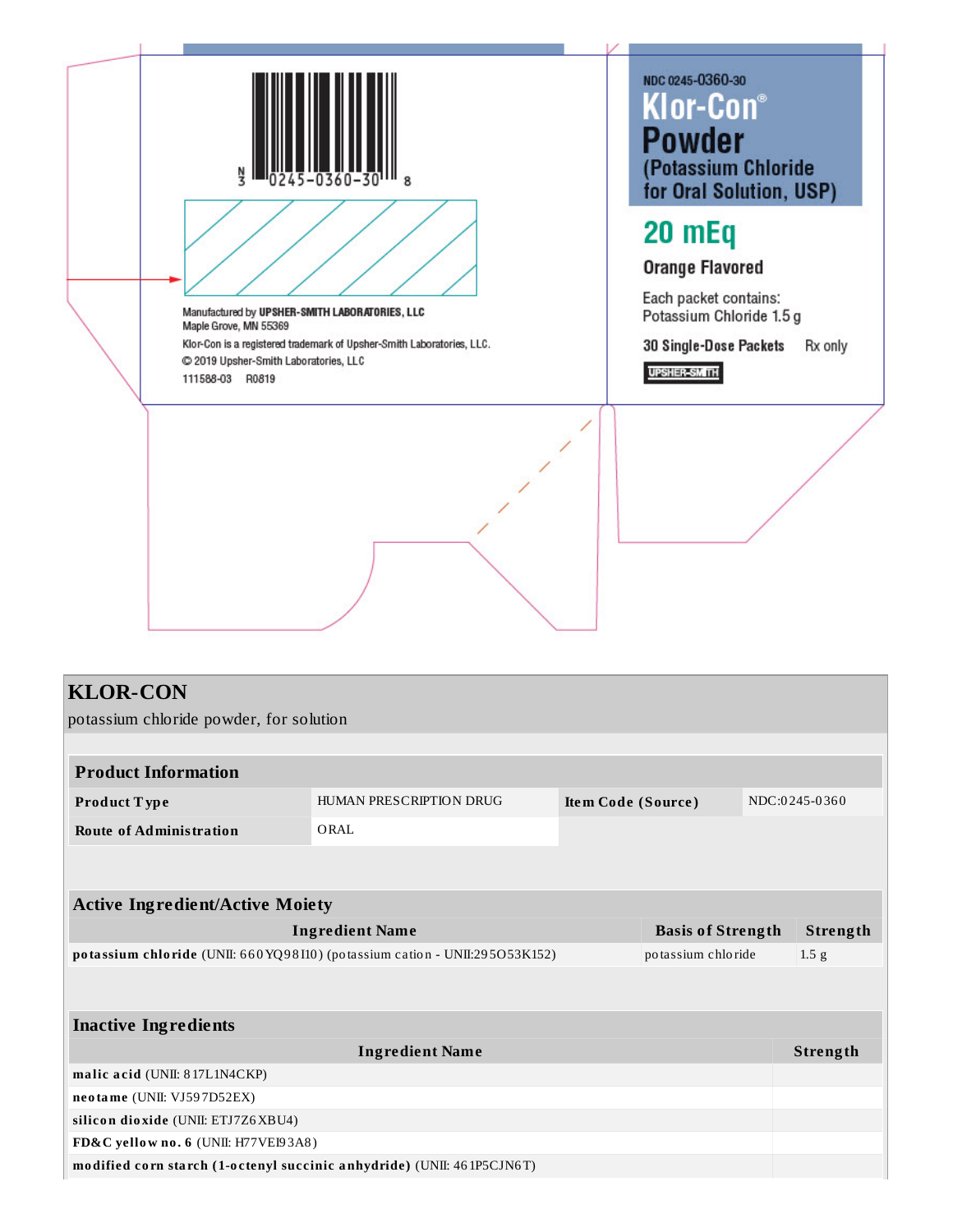NDC 0245-0360-30

**Klor-Con® Powder**

(Potassium Chloride for Oral Solution, USP)

**20 mEq**

Orange Flavored

Each packet contains:
Potassium Chloride 1.5 g

30 Single-Dose Packets     Rx only

UPSHER-SMITH

3 0245-0360-30 8

Manufactured by **UPSHER-SMITH LABORATORIES, LLC**
Maple Grove, MN 55369

Klor-Con is a registered trademark of Upsher-Smith Laboratories, LLC.

© 2019 Upsher-Smith Laboratories, LLC

111588-03     R0819

## KLOR-CON

potassium chloride powder, for solution

| **Product Information** | | | |
|---|---|---|---|
| **Product Type** | HUMAN PRESCRIPTION DRUG | **Item Code (Source)** | NDC:0245-0360 |
| **Route of Administration** | ORAL | | |

| **Active Ingredient/Active Moiety** | | |
|---|---|---|
| **Ingredient Name** | **Basis of Strength** | **Strength** |
| **potassium chloride** (UNII: 660YQ98I10) (potassium cation - UNII:295O53K152) | potassium chloride | 1.5 g |

| **Inactive Ingredients** | |
|---|---|
| **Ingredient Name** | **Strength** |
| **malic acid** (UNII: 817L1N4CKP) | |
| **neotame** (UNII: VJ597D52EX) | |
| **silicon dioxide** (UNII: ETJ7Z6XBU4) | |
| **FD&C yellow no. 6** (UNII: H77VEI93A8) | |
| **modified corn starch (1-octenyl succinic anhydride)** (UNII: 461P5CJN6T) | |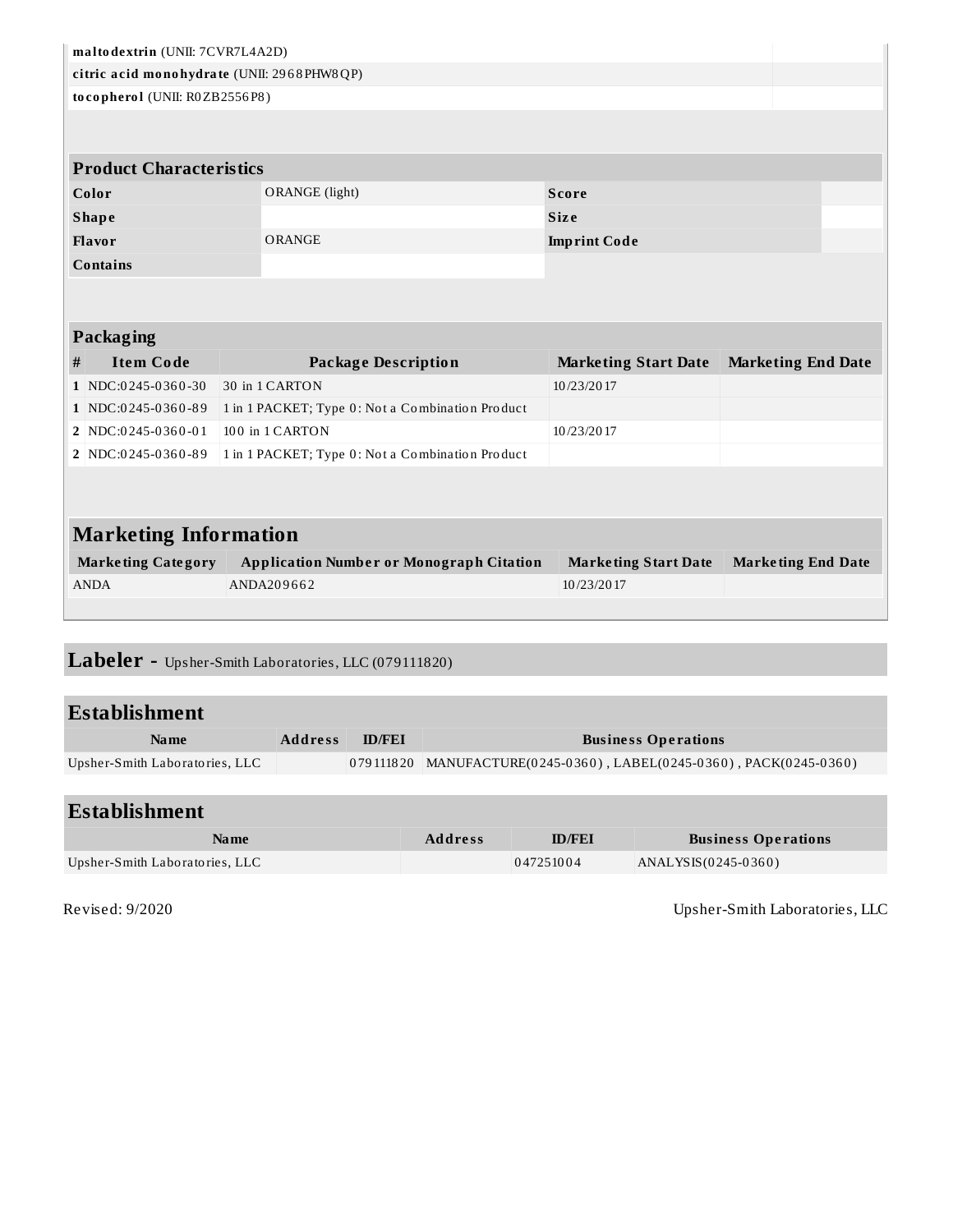| | |
|---|---|
| **maltodextrin** (UNII: 7CVR7L4A2D) | |
| **citric acid monohydrate** (UNII: 2968PHW8QP) | |
| **tocopherol** (UNII: R0ZB2556P8) | |

| Product Characteristics | | | |
|---|---|---|---|
| **Color** | ORANGE (light) | **Score** | |
| **Shape** | | **Size** | |
| **Flavor** | ORANGE | **Imprint Code** | |
| **Contains** | | | |

**Packaging**

| # | Item Code | Package Description | Marketing Start Date | Marketing End Date |
|---|---|---|---|---|
| 1 | NDC:0245-0360-30 | 30 in 1 CARTON | 10/23/2017 | |
| 1 | NDC:0245-0360-89 | 1 in 1 PACKET; Type 0: Not a Combination Product | | |
| 2 | NDC:0245-0360-01 | 100 in 1 CARTON | 10/23/2017 | |
| 2 | NDC:0245-0360-89 | 1 in 1 PACKET; Type 0: Not a Combination Product | | |

## Marketing Information

| Marketing Category | Application Number or Monograph Citation | Marketing Start Date | Marketing End Date |
|---|---|---|---|
| ANDA | ANDA209662 | 10/23/2017 | |

## Labeler - Upsher-Smith Laboratories, LLC (079111820)

## Establishment

| Name | Address | ID/FEI | Business Operations |
|---|---|---|---|
| Upsher-Smith Laboratories, LLC | | 079111820 | MANUFACTURE(0245-0360) , LABEL(0245-0360) , PACK(0245-0360) |

## Establishment

| Name | Address | ID/FEI | Business Operations |
|---|---|---|---|
| Upsher-Smith Laboratories, LLC | | 047251004 | ANALYSIS(0245-0360) |

Revised: 9/2020

Upsher-Smith Laboratories, LLC